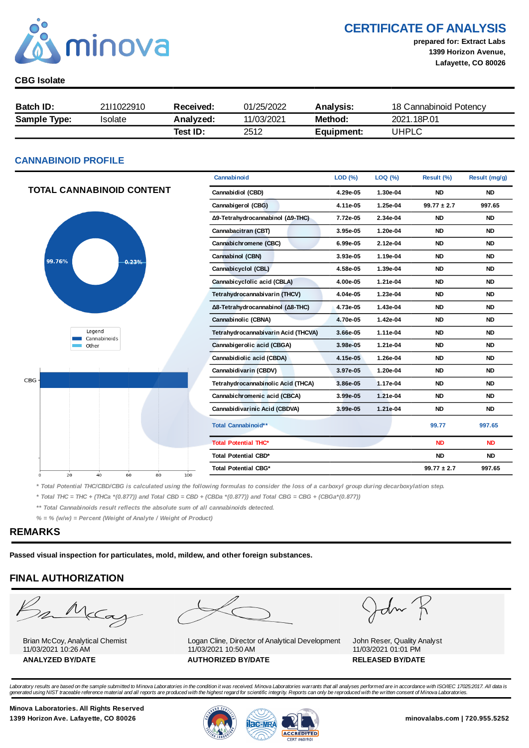# CERTIFICATE OF ANALYSIS

**prepared for: Extract Labs**
**1399 Horizon Avenue,**
**Lafayette, CO 80026**

**CBG Isolate**

| **Batch ID:** | 21I1022910 | **Received:** | 01/25/2022 | **Analysis:** | 18 Cannabinoid Potency |
|---|---|---|---|---|---|
| **Sample Type:** | Isolate | **Analyzed:** | 11/03/2021 | **Method:** | 2021.18P.01 |
| | | **Test ID:** | 2512 | **Equipment:** | UHPLC |

## CANNABINOID PROFILE

### TOTAL CANNABINOID CONTENT

99.76% | 0.23%

Legend: Cannabinoids, Other

CBG

| Cannabinoid | LOD (%) | LOQ (%) | Result (%) | Result (mg/g) |
|---|---|---|---|---|
| Cannabidiol (CBD) | 4.29e-05 | 1.30e-04 | ND | ND |
| Cannabigerol (CBG) | 4.11e-05 | 1.25e-04 | 99.77 ± 2.7 | 997.65 |
| Δ9-Tetrahydrocannabinol (Δ9-THC) | 7.72e-05 | 2.34e-04 | ND | ND |
| Cannabacitran (CBT) | 3.95e-05 | 1.20e-04 | ND | ND |
| Cannabichromene (CBC) | 6.99e-05 | 2.12e-04 | ND | ND |
| Cannabinol (CBN) | 3.93e-05 | 1.19e-04 | ND | ND |
| Cannabicyclol (CBL) | 4.58e-05 | 1.39e-04 | ND | ND |
| Cannabicyclolic acid (CBLA) | 4.00e-05 | 1.21e-04 | ND | ND |
| Tetrahydrocannabivarin (THCV) | 4.04e-05 | 1.23e-04 | ND | ND |
| Δ8-Tetrahydrocannabinol (Δ8-THC) | 4.73e-05 | 1.43e-04 | ND | ND |
| Cannabinolic (CBNA) | 4.70e-05 | 1.42e-04 | ND | ND |
| Tetrahydrocannabivarin Acid (THCVA) | 3.66e-05 | 1.11e-04 | ND | ND |
| Cannabigerolic acid (CBGA) | 3.98e-05 | 1.21e-04 | ND | ND |
| Cannabidiolic acid (CBDA) | 4.15e-05 | 1.26e-04 | ND | ND |
| Cannabidivarin (CBDV) | 3.97e-05 | 1.20e-04 | ND | ND |
| Tetrahydrocannabinolic Acid (THCA) | 3.86e-05 | 1.17e-04 | ND | ND |
| Cannabichromenic acid (CBCA) | 3.99e-05 | 1.21e-04 | ND | ND |
| Cannabidivarinic Acid (CBDVA) | 3.99e-05 | 1.21e-04 | ND | ND |
| Total Cannabinoid** | | | 99.77 | 997.65 |
| Total Potential THC* | | | ND | ND |
| Total Potential CBD* | | | ND | ND |
| Total Potential CBG* | | | 99.77 ± 2.7 | 997.65 |

*\* Total Potential THC/CBD/CBG is calculated using the following formulas to consider the loss of a carboxyl group during decarboxylation step.*

*\* Total THC = THC + (THCa \*(0.877)) and Total CBD = CBD + (CBDa \*(0.877)) and Total CBG = CBG + (CBGa\*(0.877))*

*\*\* Total Cannabinoids result reflects the absolute sum of all cannabinoids detected.*

*% = % (w/w) = Percent (Weight of Analyte / Weight of Product)*

## REMARKS

**Passed visual inspection for particulates, mold, mildew, and other foreign substances.**

## FINAL AUTHORIZATION

| Brian McCoy, Analytical Chemist<br>11/03/2021 10:26 AM<br>**ANALYZED BY/DATE** | Logan Cline, Director of Analytical Development<br>11/03/2021 10:50 AM<br>**AUTHORIZED BY/DATE** | John Reser, Quality Analyst<br>11/03/2021 01:01 PM<br>**RELEASED BY/DATE** |
|---|---|---|

*Laboratory results are based on the sample submitted to Minova Laboratories in the condition it was received. Minova Laboratories warrants that all analyses performed are in accordance with ISO/IEC 17025:2017. All data is generated using NIST traceable reference material and all reports are produced with the highest regard for scientific integrity. Reports can only be reproduced with the written consent of Minova Laboratories.*

**Minova Laboratories. All Rights Reserved**
**1399 Horizon Ave. Lafayette, CO 80026**

ACCREDITED CERT #6019.01

**minovalabs.com | 720.955.5252**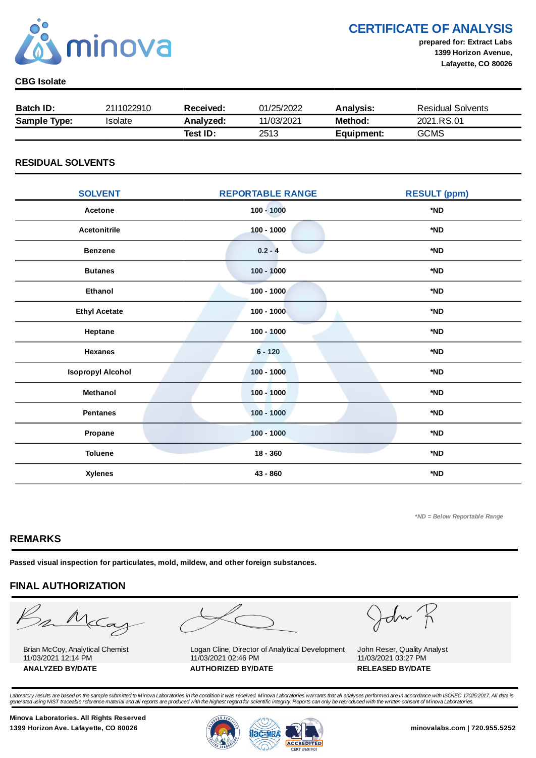# CERTIFICATE OF ANALYSIS

**prepared for: Extract Labs**
**1399 Horizon Avenue,**
**Lafayette, CO 80026**

**CBG Isolate**

| **Batch ID:** | 2111022910 | **Received:** | 01/25/2022 | **Analysis:** | Residual Solvents |
|---|---|---|---|---|---|
| **Sample Type:** | Isolate | **Analyzed:** | 11/03/2021 | **Method:** | 2021.RS.01 |
| | | **Test ID:** | 2513 | **Equipment:** | GCMS |

## RESIDUAL SOLVENTS

| SOLVENT | REPORTABLE RANGE | RESULT (ppm) |
|---|---|---|
| Acetone | 100 - 1000 | *ND |
| Acetonitrile | 100 - 1000 | *ND |
| Benzene | 0.2 - 4 | *ND |
| Butanes | 100 - 1000 | *ND |
| Ethanol | 100 - 1000 | *ND |
| Ethyl Acetate | 100 - 1000 | *ND |
| Heptane | 100 - 1000 | *ND |
| Hexanes | 6 - 120 | *ND |
| Isopropyl Alcohol | 100 - 1000 | *ND |
| Methanol | 100 - 1000 | *ND |
| Pentanes | 100 - 1000 | *ND |
| Propane | 100 - 1000 | *ND |
| Toluene | 18 - 360 | *ND |
| Xylenes | 43 - 860 | *ND |

*\*ND = Below Reportable Range*

## REMARKS

**Passed visual inspection for particulates, mold, mildew, and other foreign substances.**

## FINAL AUTHORIZATION

| Brian McCoy, Analytical Chemist<br>11/03/2021 12:14 PM<br>**ANALYZED BY/DATE** | Logan Cline, Director of Analytical Development<br>11/03/2021 02:46 PM<br>**AUTHORIZED BY/DATE** | John Reser, Quality Analyst<br>11/03/2021 03:27 PM<br>**RELEASED BY/DATE** |
|---|---|---|

*Laboratory results are based on the sample submitted to Minova Laboratories in the condition it was received. Minova Laboratories warrants that all analyses performed are in accordance with ISO/IEC 17025:2017. All data is generated using NIST traceable reference material and all reports are produced with the highest regard for scientific integrity. Reports can only be reproduced with the written consent of Minova Laboratories.*

**Minova Laboratories. All Rights Reserved**
**1399 Horizon Ave. Lafayette, CO 80026**

ACCREDITED CERT #6019.01

**minovalabs.com | 720.955.5252**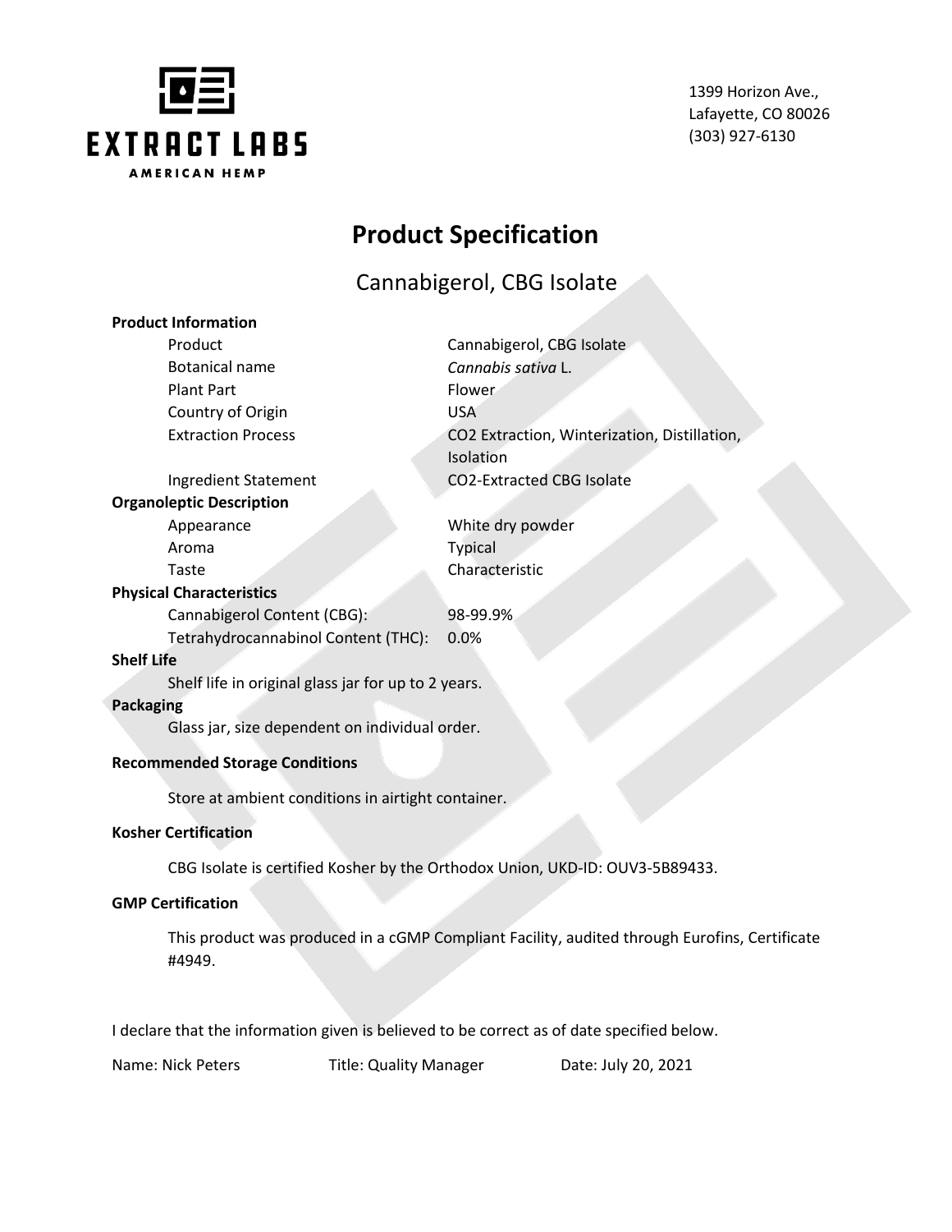EXTRACT LABS
AMERICAN HEMP

1399 Horizon Ave.,
Lafayette, CO 80026
(303) 927-6130

# Product Specification

## Cannabigerol, CBG Isolate

**Product Information**

| | |
|---|---|
| Product | Cannabigerol, CBG Isolate |
| Botanical name | *Cannabis sativa* L. |
| Plant Part | Flower |
| Country of Origin | USA |
| Extraction Process | $CO_2$ Extraction, Winterization, Distillation, Isolation |
| Ingredient Statement | $CO_2$-Extracted CBG Isolate |

**Organoleptic Description**

| | |
|---|---|
| Appearance | White dry powder |
| Aroma | Typical |
| Taste | Characteristic |

**Physical Characteristics**

| | |
|---|---|
| Cannabigerol Content (CBG): | 98-99.9% |
| Tetrahydrocannabinol Content (THC): | 0.0% |

**Shelf Life**

Shelf life in original glass jar for up to 2 years.

**Packaging**

Glass jar, size dependent on individual order.

**Recommended Storage Conditions**

Store at ambient conditions in airtight container.

**Kosher Certification**

CBG Isolate is certified Kosher by the Orthodox Union, UKD-ID: OUV3-5B89433.

**GMP Certification**

This product was produced in a cGMP Compliant Facility, audited through Eurofins, Certificate #4949.

I declare that the information given is believed to be correct as of date specified below.

Name: Nick Peters Title: Quality Manager Date: July 20, 2021